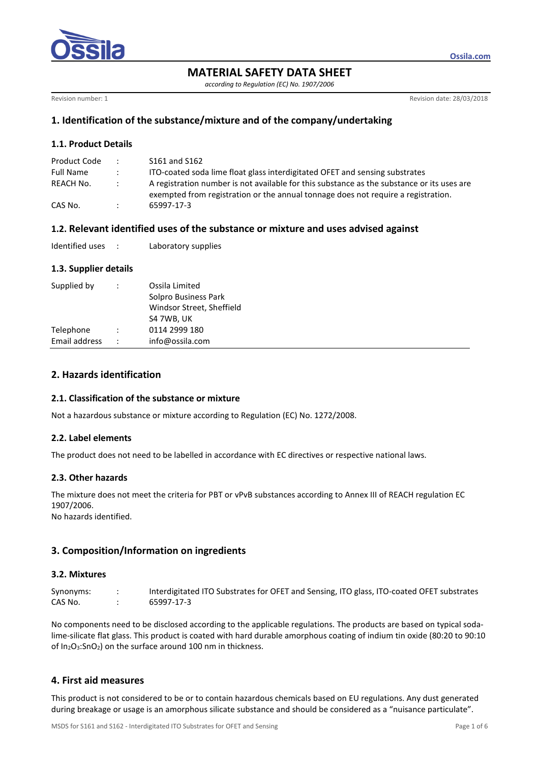# MATERIAL SAFETY DATA SHEET

*according to Regulation (EC) No. 1907/2006*

Revision number: 1 | Revision date: 28/03/2018

## 1. Identification of the substance/mixture and of the company/undertaking

### 1.1. Product Details

| | | |
|---|---|---|
| Product Code | : | S161 and S162 |
| Full Name | : | ITO-coated soda lime float glass interdigitated OFET and sensing substrates |
| REACH No. | : | A registration number is not available for this substance as the substance or its uses are exempted from registration or the annual tonnage does not require a registration. |
| CAS No. | : | 65997-17-3 |

### 1.2. Relevant identified uses of the substance or mixture and uses advised against

| | | |
|---|---|---|
| Identified uses | : | Laboratory supplies |

### 1.3. Supplier details

| | | |
|---|---|---|
| Supplied by | : | Ossila Limited<br>Solpro Business Park<br>Windsor Street, Sheffield<br>S4 7WB, UK |
| Telephone | : | 0114 2999 180 |
| Email address | : | info@ossila.com |

## 2. Hazards identification

### 2.1. Classification of the substance or mixture

Not a hazardous substance or mixture according to Regulation (EC) No. 1272/2008.

### 2.2. Label elements

The product does not need to be labelled in accordance with EC directives or respective national laws.

### 2.3. Other hazards

The mixture does not meet the criteria for PBT or vPvB substances according to Annex III of REACH regulation EC 1907/2006.
No hazards identified.

## 3. Composition/Information on ingredients

### 3.2. Mixtures

| | | |
|---|---|---|
| Synonyms: | : | Interdigitated ITO Substrates for OFET and Sensing, ITO glass, ITO-coated OFET substrates |
| CAS No. | : | 65997-17-3 |

No components need to be disclosed according to the applicable regulations. The products are based on typical soda-lime-silicate flat glass. This product is coated with hard durable amorphous coating of indium tin oxide (80:20 to 90:10 of $In_2O_3$:$SnO_2$) on the surface around 100 nm in thickness.

## 4. First aid measures

This product is not considered to be or to contain hazardous chemicals based on EU regulations. Any dust generated during breakage or usage is an amorphous silicate substance and should be considered as a "nuisance particulate".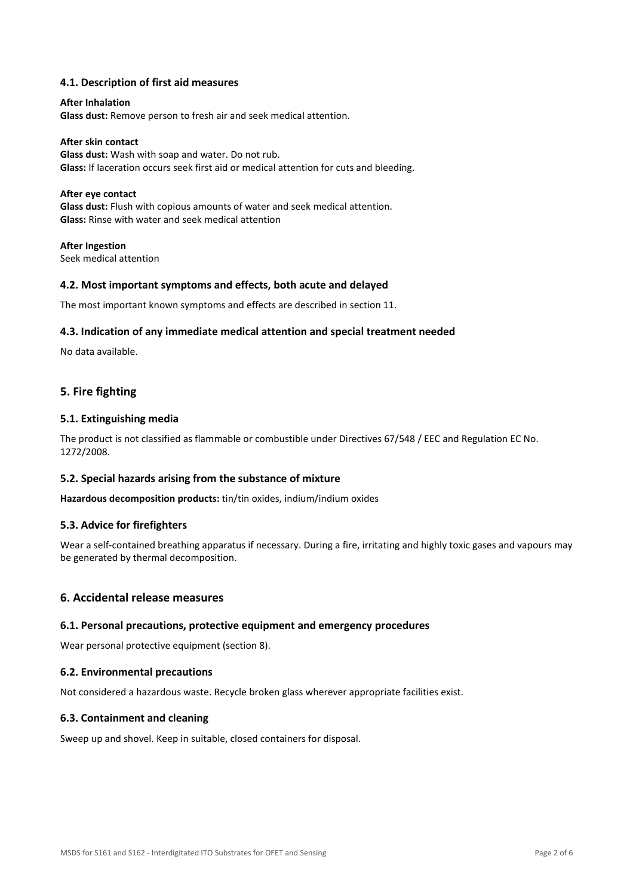### 4.1. Description of first aid measures

**After Inhalation**
**Glass dust:** Remove person to fresh air and seek medical attention.

**After skin contact**
**Glass dust:** Wash with soap and water. Do not rub.
**Glass:** If laceration occurs seek first aid or medical attention for cuts and bleeding.

**After eye contact**
**Glass dust:** Flush with copious amounts of water and seek medical attention.
**Glass:** Rinse with water and seek medical attention

**After Ingestion**
Seek medical attention

### 4.2. Most important symptoms and effects, both acute and delayed

The most important known symptoms and effects are described in section 11.

### 4.3. Indication of any immediate medical attention and special treatment needed

No data available.

## 5. Fire fighting

### 5.1. Extinguishing media

The product is not classified as flammable or combustible under Directives 67/548 / EEC and Regulation EC No. 1272/2008.

### 5.2. Special hazards arising from the substance of mixture

**Hazardous decomposition products:** tin/tin oxides, indium/indium oxides

### 5.3. Advice for firefighters

Wear a self-contained breathing apparatus if necessary. During a fire, irritating and highly toxic gases and vapours may be generated by thermal decomposition.

## 6. Accidental release measures

### 6.1. Personal precautions, protective equipment and emergency procedures

Wear personal protective equipment (section 8).

### 6.2. Environmental precautions

Not considered a hazardous waste. Recycle broken glass wherever appropriate facilities exist.

### 6.3. Containment and cleaning

Sweep up and shovel. Keep in suitable, closed containers for disposal.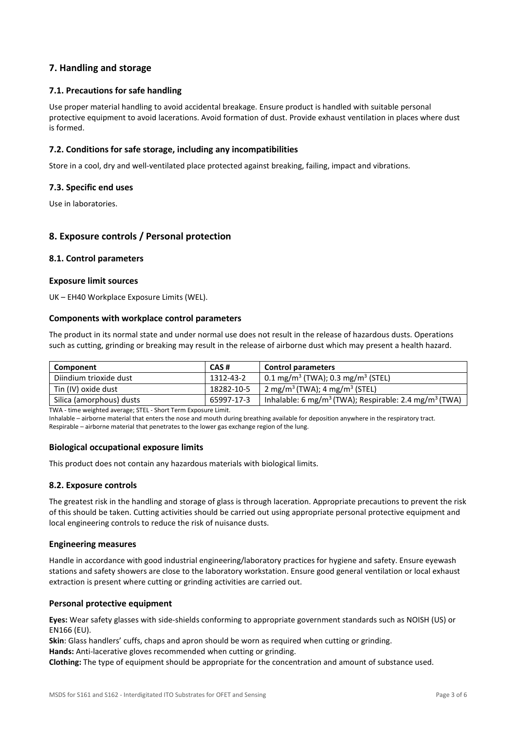## 7. Handling and storage

### 7.1. Precautions for safe handling

Use proper material handling to avoid accidental breakage. Ensure product is handled with suitable personal protective equipment to avoid lacerations. Avoid formation of dust. Provide exhaust ventilation in places where dust is formed.

### 7.2. Conditions for safe storage, including any incompatibilities

Store in a cool, dry and well-ventilated place protected against breaking, failing, impact and vibrations.

### 7.3. Specific end uses

Use in laboratories.

## 8. Exposure controls / Personal protection

### 8.1. Control parameters

#### Exposure limit sources

UK – EH40 Workplace Exposure Limits (WEL).

#### Components with workplace control parameters

The product in its normal state and under normal use does not result in the release of hazardous dusts. Operations such as cutting, grinding or breaking may result in the release of airborne dust which may present a health hazard.

| Component | CAS # | Control parameters |
|---|---|---|
| Diindium trioxide dust | 1312-43-2 | 0.1 mg/m$^3$ (TWA); 0.3 mg/m$^3$ (STEL) |
| Tin (IV) oxide dust | 18282-10-5 | 2 mg/m$^3$ (TWA); 4 mg/m$^3$ (STEL) |
| Silica (amorphous) dusts | 65997-17-3 | Inhalable: 6 mg/m$^3$ (TWA); Respirable: 2.4 mg/m$^3$ (TWA) |

TWA - time weighted average; STEL - Short Term Exposure Limit.
Inhalable – airborne material that enters the nose and mouth during breathing available for deposition anywhere in the respiratory tract.
Respirable – airborne material that penetrates to the lower gas exchange region of the lung.

#### Biological occupational exposure limits

This product does not contain any hazardous materials with biological limits.

### 8.2. Exposure controls

The greatest risk in the handling and storage of glass is through laceration. Appropriate precautions to prevent the risk of this should be taken. Cutting activities should be carried out using appropriate personal protective equipment and local engineering controls to reduce the risk of nuisance dusts.

#### Engineering measures

Handle in accordance with good industrial engineering/laboratory practices for hygiene and safety. Ensure eyewash stations and safety showers are close to the laboratory workstation. Ensure good general ventilation or local exhaust extraction is present where cutting or grinding activities are carried out.

#### Personal protective equipment

**Eyes:** Wear safety glasses with side-shields conforming to appropriate government standards such as NOISH (US) or EN166 (EU).
**Skin**: Glass handlers' cuffs, chaps and apron should be worn as required when cutting or grinding.
**Hands:** Anti-lacerative gloves recommended when cutting or grinding.
**Clothing:** The type of equipment should be appropriate for the concentration and amount of substance used.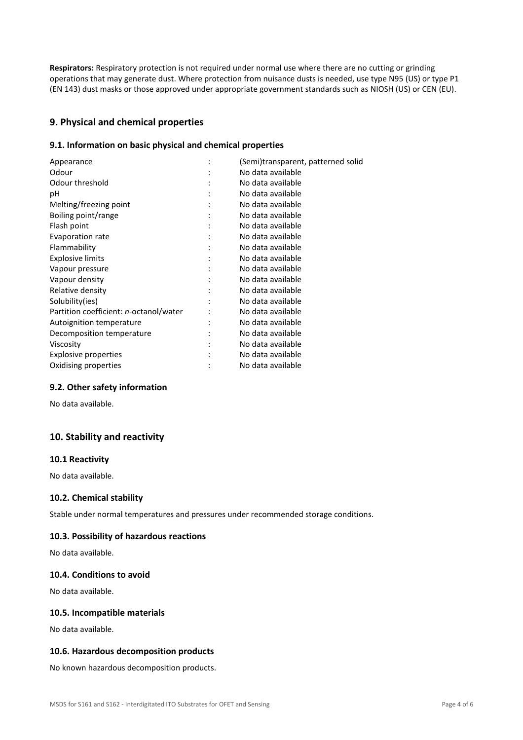**Respirators:** Respiratory protection is not required under normal use where there are no cutting or grinding operations that may generate dust. Where protection from nuisance dusts is needed, use type N95 (US) or type P1 (EN 143) dust masks or those approved under appropriate government standards such as NIOSH (US) or CEN (EU).

## 9. Physical and chemical properties

### 9.1. Information on basic physical and chemical properties

| | | |
|---|---|---|
| Appearance | : | (Semi)transparent, patterned solid |
| Odour | : | No data available |
| Odour threshold | : | No data available |
| pH | : | No data available |
| Melting/freezing point | : | No data available |
| Boiling point/range | : | No data available |
| Flash point | : | No data available |
| Evaporation rate | : | No data available |
| Flammability | : | No data available |
| Explosive limits | : | No data available |
| Vapour pressure | : | No data available |
| Vapour density | : | No data available |
| Relative density | : | No data available |
| Solubility(ies) | : | No data available |
| Partition coefficient: *n*-octanol/water | : | No data available |
| Autoignition temperature | : | No data available |
| Decomposition temperature | : | No data available |
| Viscosity | : | No data available |
| Explosive properties | : | No data available |
| Oxidising properties | : | No data available |

### 9.2. Other safety information

No data available.

## 10. Stability and reactivity

### 10.1 Reactivity

No data available.

### 10.2. Chemical stability

Stable under normal temperatures and pressures under recommended storage conditions.

### 10.3. Possibility of hazardous reactions

No data available.

### 10.4. Conditions to avoid

No data available.

### 10.5. Incompatible materials

No data available.

### 10.6. Hazardous decomposition products

No known hazardous decomposition products.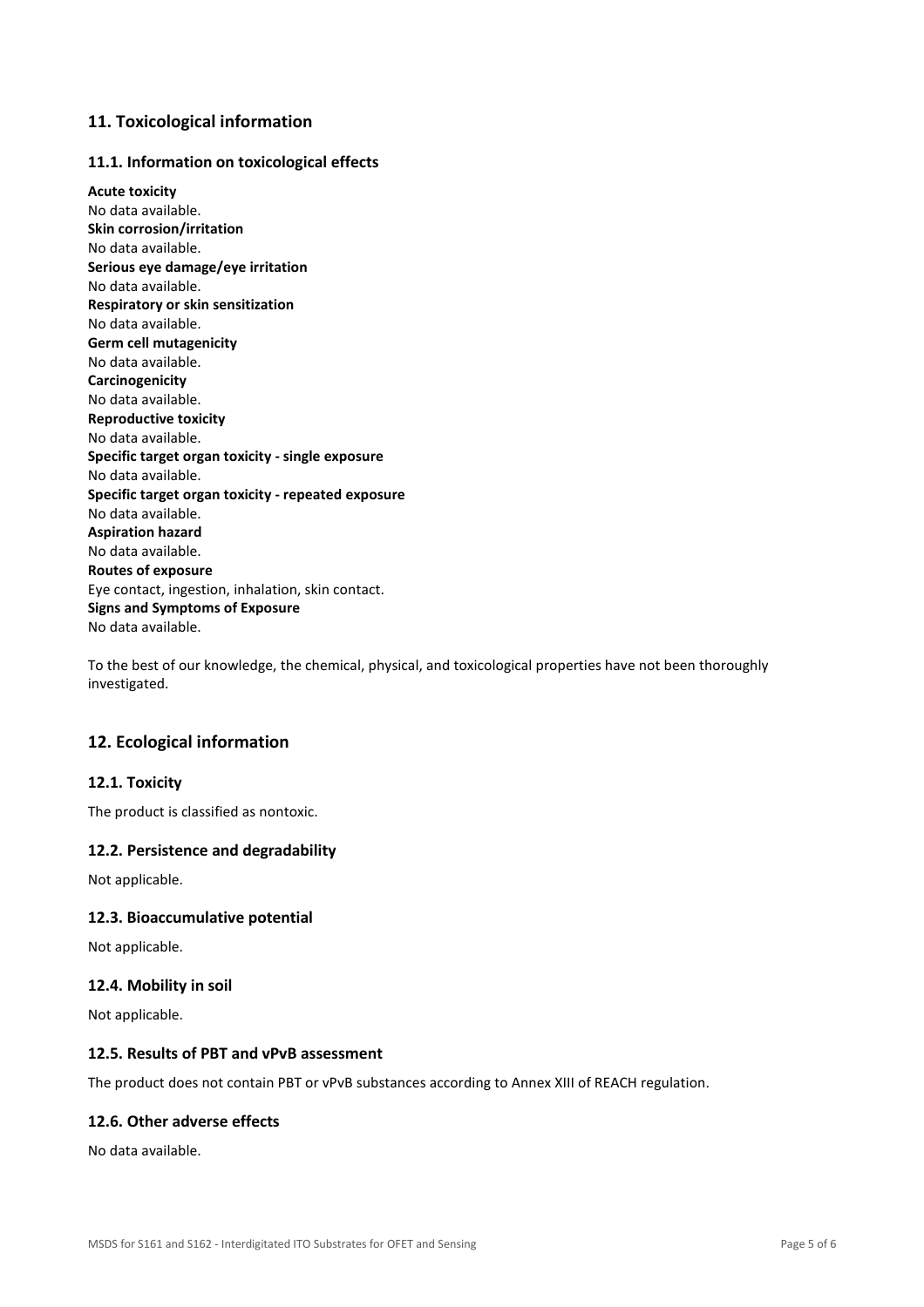## 11. Toxicological information

### 11.1. Information on toxicological effects

**Acute toxicity**
No data available.
**Skin corrosion/irritation**
No data available.
**Serious eye damage/eye irritation**
No data available.
**Respiratory or skin sensitization**
No data available.
**Germ cell mutagenicity**
No data available.
**Carcinogenicity**
No data available.
**Reproductive toxicity**
No data available.
**Specific target organ toxicity - single exposure**
No data available.
**Specific target organ toxicity - repeated exposure**
No data available.
**Aspiration hazard**
No data available.
**Routes of exposure**
Eye contact, ingestion, inhalation, skin contact.
**Signs and Symptoms of Exposure**
No data available.

To the best of our knowledge, the chemical, physical, and toxicological properties have not been thoroughly investigated.

## 12. Ecological information

### 12.1. Toxicity

The product is classified as nontoxic.

### 12.2. Persistence and degradability

Not applicable.

### 12.3. Bioaccumulative potential

Not applicable.

### 12.4. Mobility in soil

Not applicable.

### 12.5. Results of PBT and vPvB assessment

The product does not contain PBT or vPvB substances according to Annex XIII of REACH regulation.

### 12.6. Other adverse effects

No data available.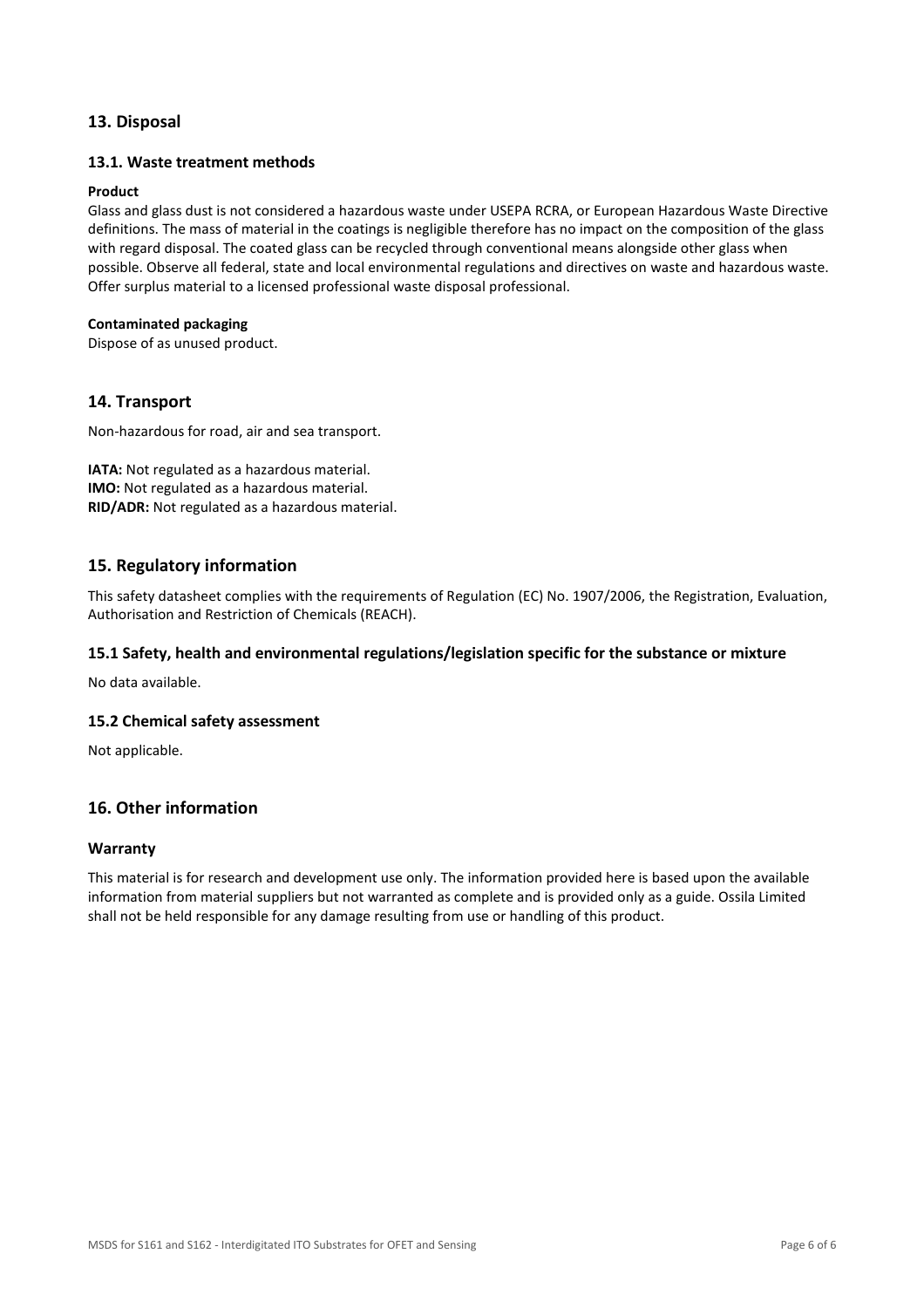## 13. Disposal

### 13.1. Waste treatment methods

**Product**

Glass and glass dust is not considered a hazardous waste under USEPA RCRA, or European Hazardous Waste Directive definitions. The mass of material in the coatings is negligible therefore has no impact on the composition of the glass with regard disposal. The coated glass can be recycled through conventional means alongside other glass when possible. Observe all federal, state and local environmental regulations and directives on waste and hazardous waste. Offer surplus material to a licensed professional waste disposal professional.

**Contaminated packaging**

Dispose of as unused product.

## 14. Transport

Non-hazardous for road, air and sea transport.

**IATA:** Not regulated as a hazardous material.
**IMO:** Not regulated as a hazardous material.
**RID/ADR:** Not regulated as a hazardous material.

## 15. Regulatory information

This safety datasheet complies with the requirements of Regulation (EC) No. 1907/2006, the Registration, Evaluation, Authorisation and Restriction of Chemicals (REACH).

### 15.1 Safety, health and environmental regulations/legislation specific for the substance or mixture

No data available.

### 15.2 Chemical safety assessment

Not applicable.

## 16. Other information

### Warranty

This material is for research and development use only. The information provided here is based upon the available information from material suppliers but not warranted as complete and is provided only as a guide. Ossila Limited shall not be held responsible for any damage resulting from use or handling of this product.